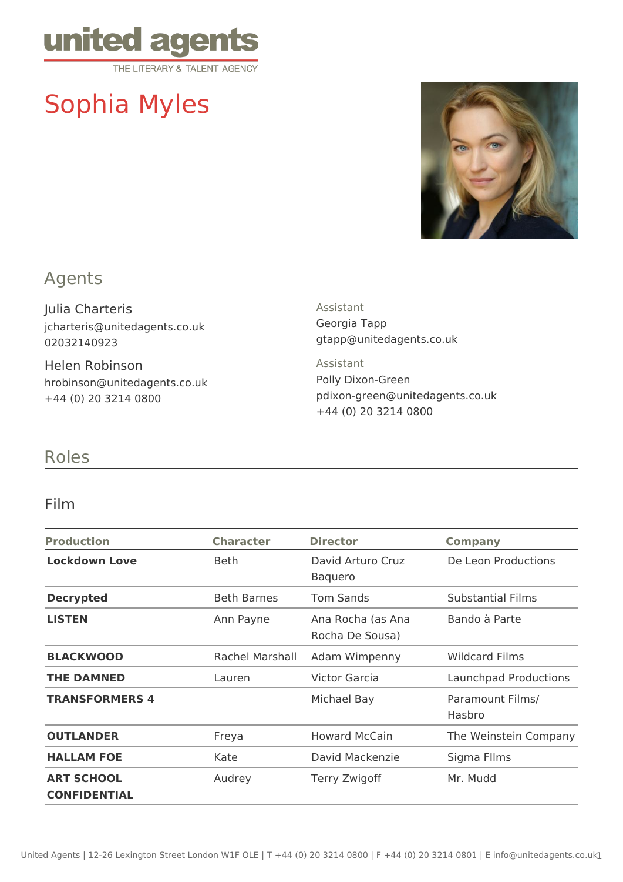united agents
THE LITERARY & TALENT AGENCY

# Sophia Myles

## Agents

Julia Charteris
jcharteris@unitedagents.co.uk
02032140923

Helen Robinson
hrobinson@unitedagents.co.uk
+44 (0) 20 3214 0800

Assistant
Georgia Tapp
gtapp@unitedagents.co.uk

Assistant
Polly Dixon-Green
pdixon-green@unitedagents.co.uk
+44 (0) 20 3214 0800

## Roles

### Film

| Production | Character | Director | Company |
| --- | --- | --- | --- |
| **Lockdown Love** | Beth | David Arturo Cruz Baquero | De Leon Productions |
| **Decrypted** | Beth Barnes | Tom Sands | Substantial Films |
| **LISTEN** | Ann Payne | Ana Rocha (as Ana Rocha De Sousa) | Bando à Parte |
| **BLACKWOOD** | Rachel Marshall | Adam Wimpenny | Wildcard Films |
| **THE DAMNED** | Lauren | Victor Garcia | Launchpad Productions |
| **TRANSFORMERS 4** | | Michael Bay | Paramount Films/ Hasbro |
| **OUTLANDER** | Freya | Howard McCain | The Weinstein Company |
| **HALLAM FOE** | Kate | David Mackenzie | Sigma FIlms |
| **ART SCHOOL CONFIDENTIAL** | Audrey | Terry Zwigoff | Mr. Mudd |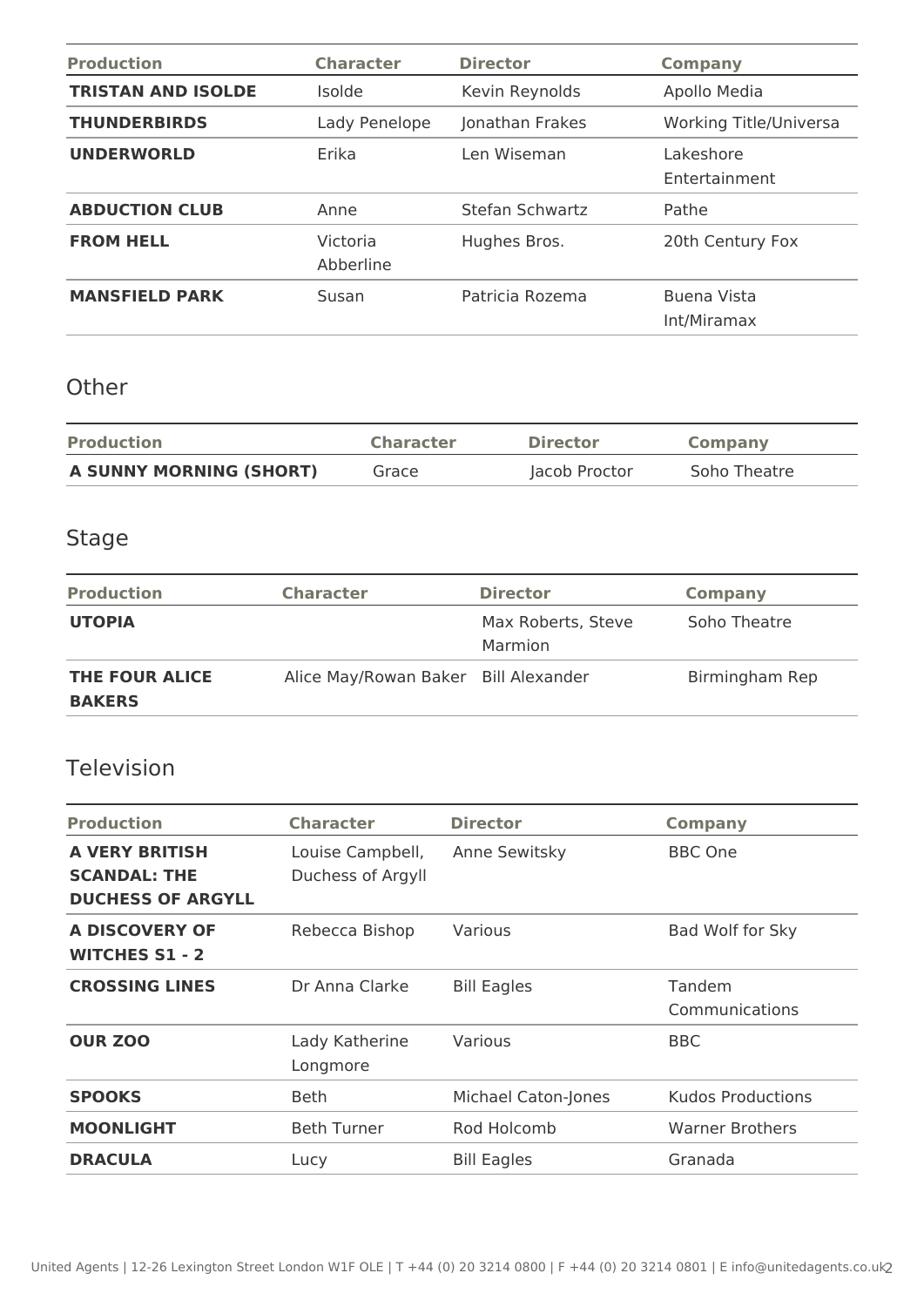| Production | Character | Director | Company |
|---|---|---|---|
| **TRISTAN AND ISOLDE** | Isolde | Kevin Reynolds | Apollo Media |
| **THUNDERBIRDS** | Lady Penelope | Jonathan Frakes | Working Title/Universa |
| **UNDERWORLD** | Erika | Len Wiseman | Lakeshore Entertainment |
| **ABDUCTION CLUB** | Anne | Stefan Schwartz | Pathe |
| **FROM HELL** | Victoria Abberline | Hughes Bros. | 20th Century Fox |
| **MANSFIELD PARK** | Susan | Patricia Rozema | Buena Vista Int/Miramax |

## Other

| Production | Character | Director | Company |
|---|---|---|---|
| **A SUNNY MORNING (SHORT)** | Grace | Jacob Proctor | Soho Theatre |

## Stage

| Production | Character | Director | Company |
|---|---|---|---|
| **UTOPIA** | | Max Roberts, Steve Marmion | Soho Theatre |
| **THE FOUR ALICE BAKERS** | Alice May/Rowan Baker | Bill Alexander | Birmingham Rep |

## Television

| Production | Character | Director | Company |
|---|---|---|---|
| **A VERY BRITISH SCANDAL: THE DUCHESS OF ARGYLL** | Louise Campbell, Duchess of Argyll | Anne Sewitsky | BBC One |
| **A DISCOVERY OF WITCHES S1 - 2** | Rebecca Bishop | Various | Bad Wolf for Sky |
| **CROSSING LINES** | Dr Anna Clarke | Bill Eagles | Tandem Communications |
| **OUR ZOO** | Lady Katherine Longmore | Various | BBC |
| **SPOOKS** | Beth | Michael Caton-Jones | Kudos Productions |
| **MOONLIGHT** | Beth Turner | Rod Holcomb | Warner Brothers |
| **DRACULA** | Lucy | Bill Eagles | Granada |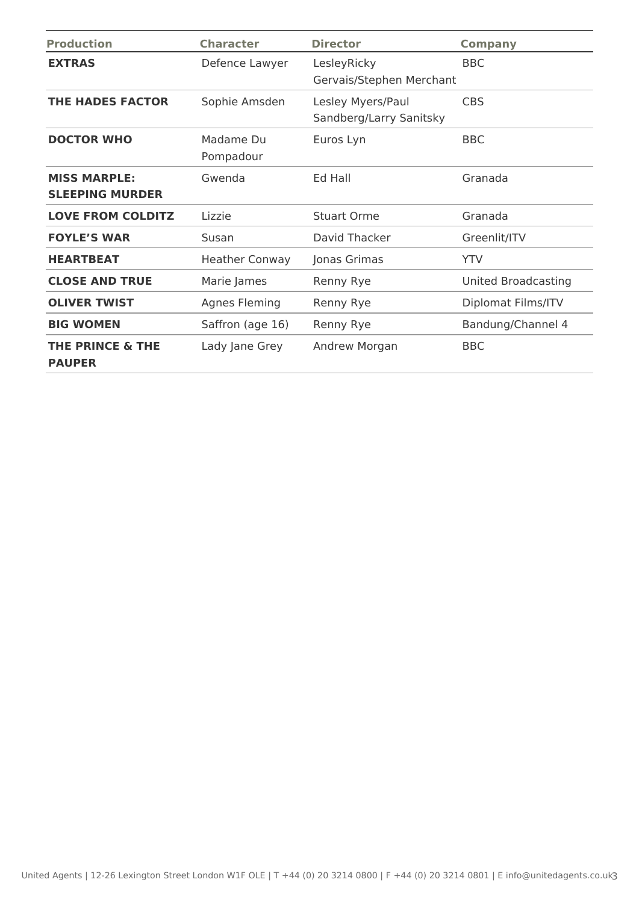| Production | Character | Director | Company |
|---|---|---|---|
| **EXTRAS** | Defence Lawyer | LesleyRicky Gervais/Stephen Merchant | BBC |
| **THE HADES FACTOR** | Sophie Amsden | Lesley Myers/Paul Sandberg/Larry Sanitsky | CBS |
| **DOCTOR WHO** | Madame Du Pompadour | Euros Lyn | BBC |
| **MISS MARPLE: SLEEPING MURDER** | Gwenda | Ed Hall | Granada |
| **LOVE FROM COLDITZ** | Lizzie | Stuart Orme | Granada |
| **FOYLE'S WAR** | Susan | David Thacker | Greenlit/ITV |
| **HEARTBEAT** | Heather Conway | Jonas Grimas | YTV |
| **CLOSE AND TRUE** | Marie James | Renny Rye | United Broadcasting |
| **OLIVER TWIST** | Agnes Fleming | Renny Rye | Diplomat Films/ITV |
| **BIG WOMEN** | Saffron (age 16) | Renny Rye | Bandung/Channel 4 |
| **THE PRINCE & THE PAUPER** | Lady Jane Grey | Andrew Morgan | BBC |